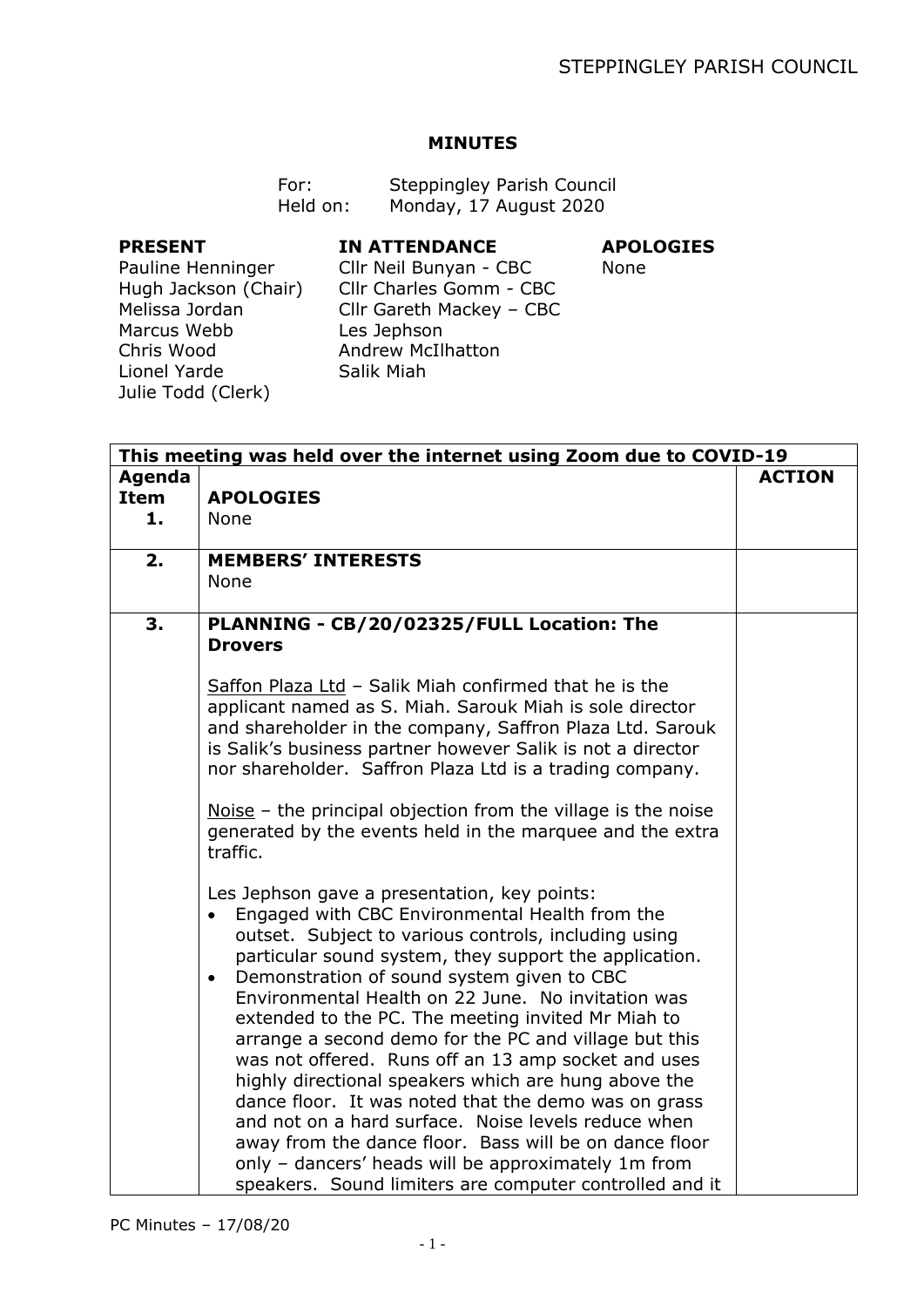**MINUTES**

For: Steppingley Parish Council
Held on: Monday, 17 August 2020

| PRESENT | IN ATTENDANCE | APOLOGIES |
|---|---|---|
| Pauline Henninger | Cllr Neil Bunyan - CBC | None |
| Hugh Jackson (Chair) | Cllr Charles Gomm - CBC | |
| Melissa Jordan | Cllr Gareth Mackey – CBC | |
| Marcus Webb | Les Jephson | |
| Chris Wood | Andrew McIlhatton | |
| Lionel Yarde | Salik Miah | |
| Julie Todd (Clerk) | | |

| This meeting was held over the internet using Zoom due to COVID-19 | | |
|---|---|---|
| **Agenda Item 1.** | **APOLOGIES**<br>None | **ACTION** |
| **2.** | **MEMBERS' INTERESTS**<br>None | |
| **3.** | **PLANNING - CB/20/02325/FULL Location: The Drovers**<br><br>Saffon Plaza Ltd – Salik Miah confirmed that he is the applicant named as S. Miah. Sarouk Miah is sole director and shareholder in the company, Saffron Plaza Ltd. Sarouk is Salik's business partner however Salik is not a director nor shareholder. Saffron Plaza Ltd is a trading company.<br><br>Noise – the principal objection from the village is the noise generated by the events held in the marquee and the extra traffic.<br><br>Les Jephson gave a presentation, key points:<br>• Engaged with CBC Environmental Health from the outset. Subject to various controls, including using particular sound system, they support the application.<br>• Demonstration of sound system given to CBC Environmental Health on 22 June. No invitation was extended to the PC. The meeting invited Mr Miah to arrange a second demo for the PC and village but this was not offered. Runs off an 13 amp socket and uses highly directional speakers which are hung above the dance floor. It was noted that the demo was on grass and not on a hard surface. Noise levels reduce when away from the dance floor. Bass will be on dance floor only – dancers' heads will be approximately 1m from speakers. Sound limiters are computer controlled and it | |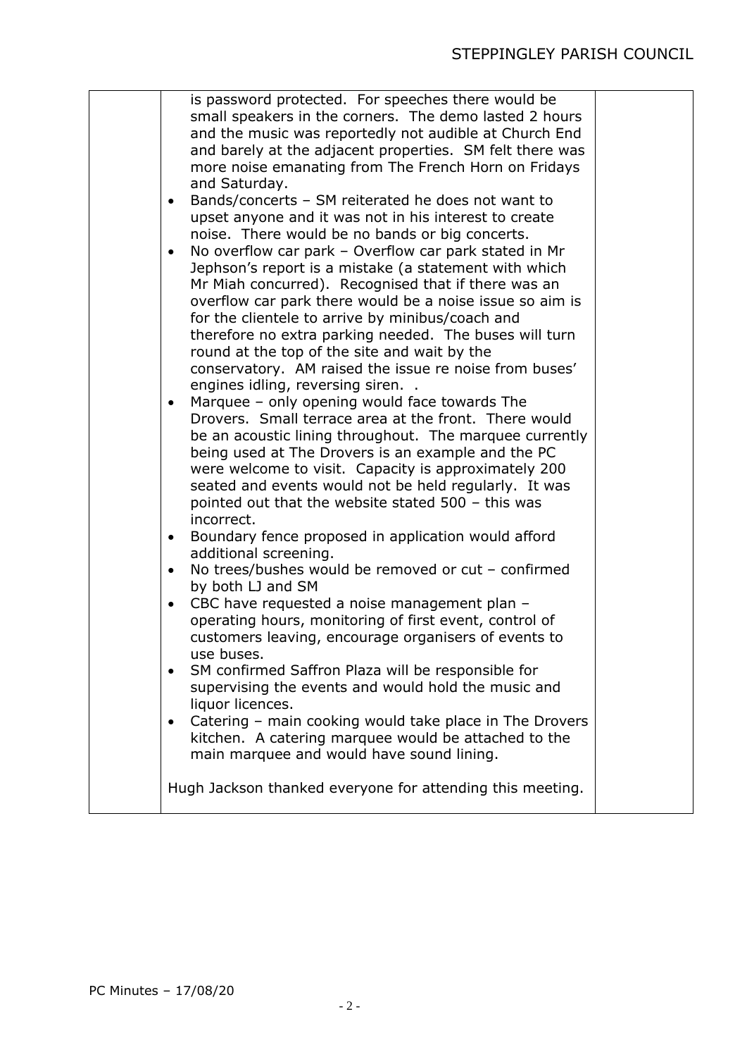| | is password protected. For speeches there would be small speakers in the corners. The demo lasted 2 hours and the music was reportedly not audible at Church End and barely at the adjacent properties. SM felt there was more noise emanating from The French Horn on Fridays and Saturday.<br>• Bands/concerts – SM reiterated he does not want to upset anyone and it was not in his interest to create noise. There would be no bands or big concerts.<br>• No overflow car park – Overflow car park stated in Mr Jephson's report is a mistake (a statement with which Mr Miah concurred). Recognised that if there was an overflow car park there would be a noise issue so aim is for the clientele to arrive by minibus/coach and therefore no extra parking needed. The buses will turn round at the top of the site and wait by the conservatory. AM raised the issue re noise from buses' engines idling, reversing siren. .<br>• Marquee – only opening would face towards The Drovers. Small terrace area at the front. There would be an acoustic lining throughout. The marquee currently being used at The Drovers is an example and the PC were welcome to visit. Capacity is approximately 200 seated and events would not be held regularly. It was pointed out that the website stated 500 – this was incorrect.<br>• Boundary fence proposed in application would afford additional screening.<br>• No trees/bushes would be removed or cut – confirmed by both LJ and SM<br>• CBC have requested a noise management plan – operating hours, monitoring of first event, control of customers leaving, encourage organisers of events to use buses.<br>• SM confirmed Saffron Plaza will be responsible for supervising the events and would hold the music and liquor licences.<br>• Catering – main cooking would take place in The Drovers kitchen. A catering marquee would be attached to the main marquee and would have sound lining.<br><br>Hugh Jackson thanked everyone for attending this meeting. | |
|---|---|---|

PC Minutes – 17/08/20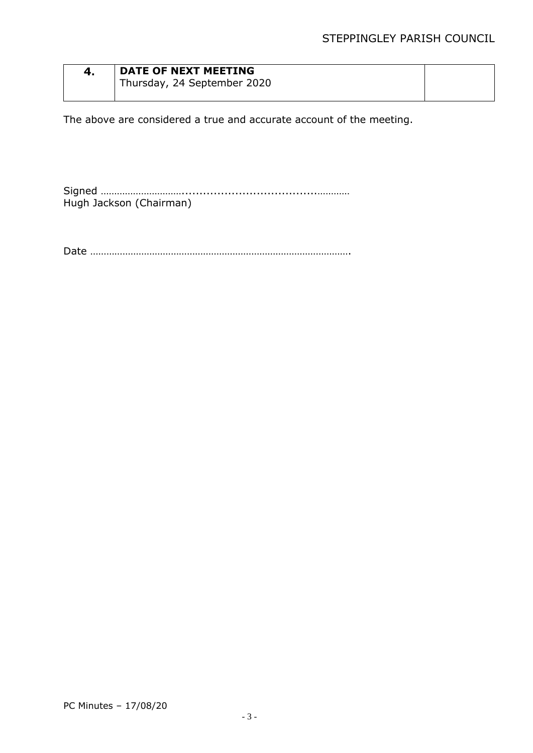| | | |
|---|---|---|
| **4.** | **DATE OF NEXT MEETING**<br>Thursday, 24 September 2020 | |

The above are considered a true and accurate account of the meeting.

Signed ……………………………...............................................…………
Hugh Jackson (Chairman)

Date …………………………………………………………………………………….